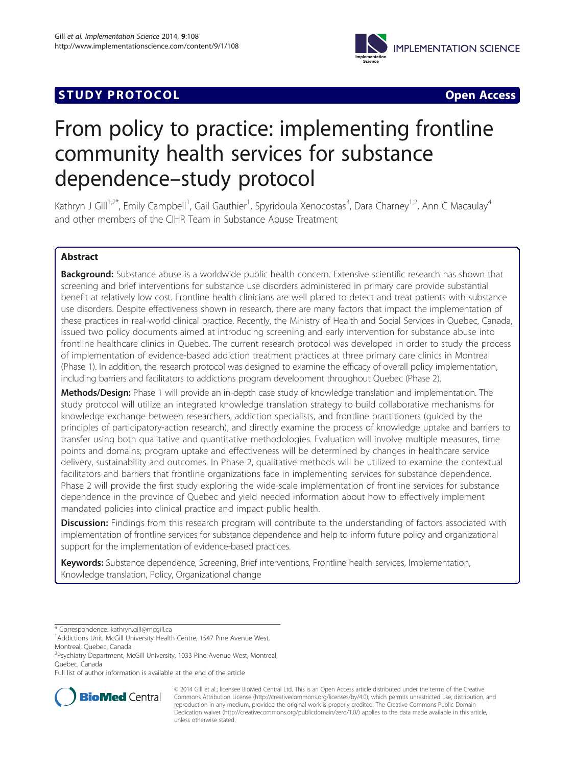STUDY PROTOCOL Open Access

# From policy to practice: implementing frontline community health services for substance dependence–study protocol

Kathryn J Gill[1,2*], Emily Campbell[1], Gail Gauthier[1], Spyridoula Xenocostas[3], Dara Charney[1,2], Ann C Macaulay[4] and other members of the CIHR Team in Substance Abuse Treatment

## Abstract

**Background:** Substance abuse is a worldwide public health concern. Extensive scientific research has shown that screening and brief interventions for substance use disorders administered in primary care provide substantial benefit at relatively low cost. Frontline health clinicians are well placed to detect and treat patients with substance use disorders. Despite effectiveness shown in research, there are many factors that impact the implementation of these practices in real-world clinical practice. Recently, the Ministry of Health and Social Services in Quebec, Canada, issued two policy documents aimed at introducing screening and early intervention for substance abuse into frontline healthcare clinics in Quebec. The current research protocol was developed in order to study the process of implementation of evidence-based addiction treatment practices at three primary care clinics in Montreal (Phase 1). In addition, the research protocol was designed to examine the efficacy of overall policy implementation, including barriers and facilitators to addictions program development throughout Quebec (Phase 2).

**Methods/Design:** Phase 1 will provide an in-depth case study of knowledge translation and implementation. The study protocol will utilize an integrated knowledge translation strategy to build collaborative mechanisms for knowledge exchange between researchers, addiction specialists, and frontline practitioners (guided by the principles of participatory-action research), and directly examine the process of knowledge uptake and barriers to transfer using both qualitative and quantitative methodologies. Evaluation will involve multiple measures, time points and domains; program uptake and effectiveness will be determined by changes in healthcare service delivery, sustainability and outcomes. In Phase 2, qualitative methods will be utilized to examine the contextual facilitators and barriers that frontline organizations face in implementing services for substance dependence. Phase 2 will provide the first study exploring the wide-scale implementation of frontline services for substance dependence in the province of Quebec and yield needed information about how to effectively implement mandated policies into clinical practice and impact public health.

**Discussion:** Findings from this research program will contribute to the understanding of factors associated with implementation of frontline services for substance dependence and help to inform future policy and organizational support for the implementation of evidence-based practices.

**Keywords:** Substance dependence, Screening, Brief interventions, Frontline health services, Implementation, Knowledge translation, Policy, Organizational change

\* Correspondence: kathryn.gill@mcgill.ca
[1]Addictions Unit, McGill University Health Centre, 1547 Pine Avenue West, Montreal, Quebec, Canada
[2]Psychiatry Department, McGill University, 1033 Pine Avenue West, Montreal, Quebec, Canada
Full list of author information is available at the end of the article

© 2014 Gill et al.; licensee BioMed Central Ltd. This is an Open Access article distributed under the terms of the Creative Commons Attribution License (http://creativecommons.org/licenses/by/4.0), which permits unrestricted use, distribution, and reproduction in any medium, provided the original work is properly credited. The Creative Commons Public Domain Dedication waiver (http://creativecommons.org/publicdomain/zero/1.0/) applies to the data made available in this article, unless otherwise stated.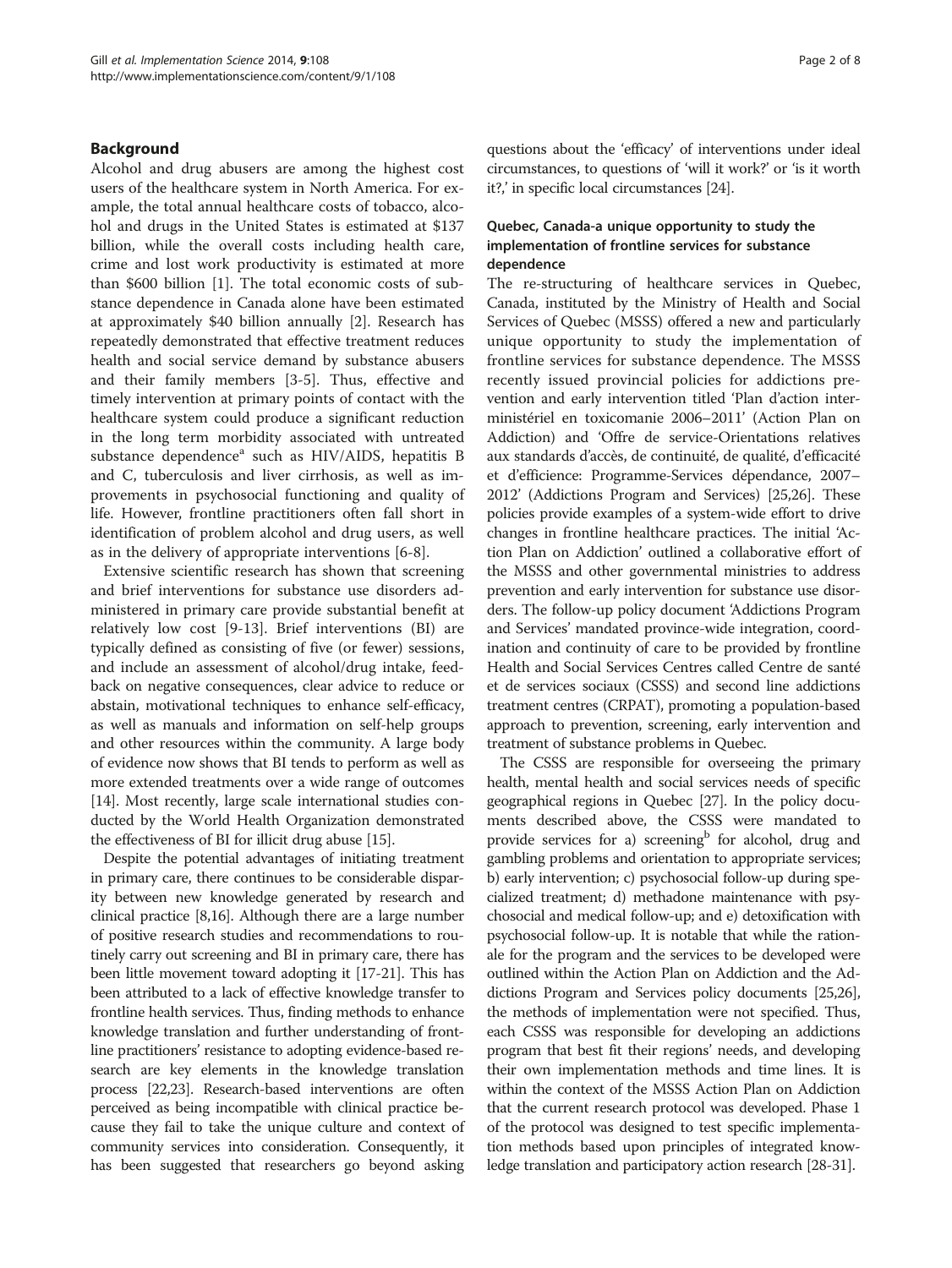## Background

Alcohol and drug abusers are among the highest cost users of the healthcare system in North America. For example, the total annual healthcare costs of tobacco, alcohol and drugs in the United States is estimated at $137 billion, while the overall costs including health care, crime and lost work productivity is estimated at more than $600 billion [1]. The total economic costs of substance dependence in Canada alone have been estimated at approximately $40 billion annually [2]. Research has repeatedly demonstrated that effective treatment reduces health and social service demand by substance abusers and their family members [3-5]. Thus, effective and timely intervention at primary points of contact with the healthcare system could produce a significant reduction in the long term morbidity associated with untreated substance dependence[a] such as HIV/AIDS, hepatitis B and C, tuberculosis and liver cirrhosis, as well as improvements in psychosocial functioning and quality of life. However, frontline practitioners often fall short in identification of problem alcohol and drug users, as well as in the delivery of appropriate interventions [6-8].

Extensive scientific research has shown that screening and brief interventions for substance use disorders administered in primary care provide substantial benefit at relatively low cost [9-13]. Brief interventions (BI) are typically defined as consisting of five (or fewer) sessions, and include an assessment of alcohol/drug intake, feedback on negative consequences, clear advice to reduce or abstain, motivational techniques to enhance self-efficacy, as well as manuals and information on self-help groups and other resources within the community. A large body of evidence now shows that BI tends to perform as well as more extended treatments over a wide range of outcomes [14]. Most recently, large scale international studies conducted by the World Health Organization demonstrated the effectiveness of BI for illicit drug abuse [15].

Despite the potential advantages of initiating treatment in primary care, there continues to be considerable disparity between new knowledge generated by research and clinical practice [8,16]. Although there are a large number of positive research studies and recommendations to routinely carry out screening and BI in primary care, there has been little movement toward adopting it [17-21]. This has been attributed to a lack of effective knowledge transfer to frontline health services. Thus, finding methods to enhance knowledge translation and further understanding of frontline practitioners' resistance to adopting evidence-based research are key elements in the knowledge translation process [22,23]. Research-based interventions are often perceived as being incompatible with clinical practice because they fail to take the unique culture and context of community services into consideration. Consequently, it has been suggested that researchers go beyond asking questions about the 'efficacy' of interventions under ideal circumstances, to questions of 'will it work?' or 'is it worth it?,' in specific local circumstances [24].

### Quebec, Canada-a unique opportunity to study the implementation of frontline services for substance dependence

The re-structuring of healthcare services in Quebec, Canada, instituted by the Ministry of Health and Social Services of Quebec (MSSS) offered a new and particularly unique opportunity to study the implementation of frontline services for substance dependence. The MSSS recently issued provincial policies for addictions prevention and early intervention titled 'Plan d'action interministériel en toxicomanie 2006–2011' (Action Plan on Addiction) and 'Offre de service-Orientations relatives aux standards d'accès, de continuité, de qualité, d'efficacité et d'efficience: Programme-Services dépendance, 2007–2012' (Addictions Program and Services) [25,26]. These policies provide examples of a system-wide effort to drive changes in frontline healthcare practices. The initial 'Action Plan on Addiction' outlined a collaborative effort of the MSSS and other governmental ministries to address prevention and early intervention for substance use disorders. The follow-up policy document 'Addictions Program and Services' mandated province-wide integration, coordination and continuity of care to be provided by frontline Health and Social Services Centres called Centre de santé et de services sociaux (CSSS) and second line addictions treatment centres (CRPAT), promoting a population-based approach to prevention, screening, early intervention and treatment of substance problems in Quebec.

The CSSS are responsible for overseeing the primary health, mental health and social services needs of specific geographical regions in Quebec [27]. In the policy documents described above, the CSSS were mandated to provide services for a) screening[b] for alcohol, drug and gambling problems and orientation to appropriate services; b) early intervention; c) psychosocial follow-up during specialized treatment; d) methadone maintenance with psychosocial and medical follow-up; and e) detoxification with psychosocial follow-up. It is notable that while the rationale for the program and the services to be developed were outlined within the Action Plan on Addiction and the Addictions Program and Services policy documents [25,26], the methods of implementation were not specified. Thus, each CSSS was responsible for developing an addictions program that best fit their regions' needs, and developing their own implementation methods and time lines. It is within the context of the MSSS Action Plan on Addiction that the current research protocol was developed. Phase 1 of the protocol was designed to test specific implementation methods based upon principles of integrated knowledge translation and participatory action research [28-31].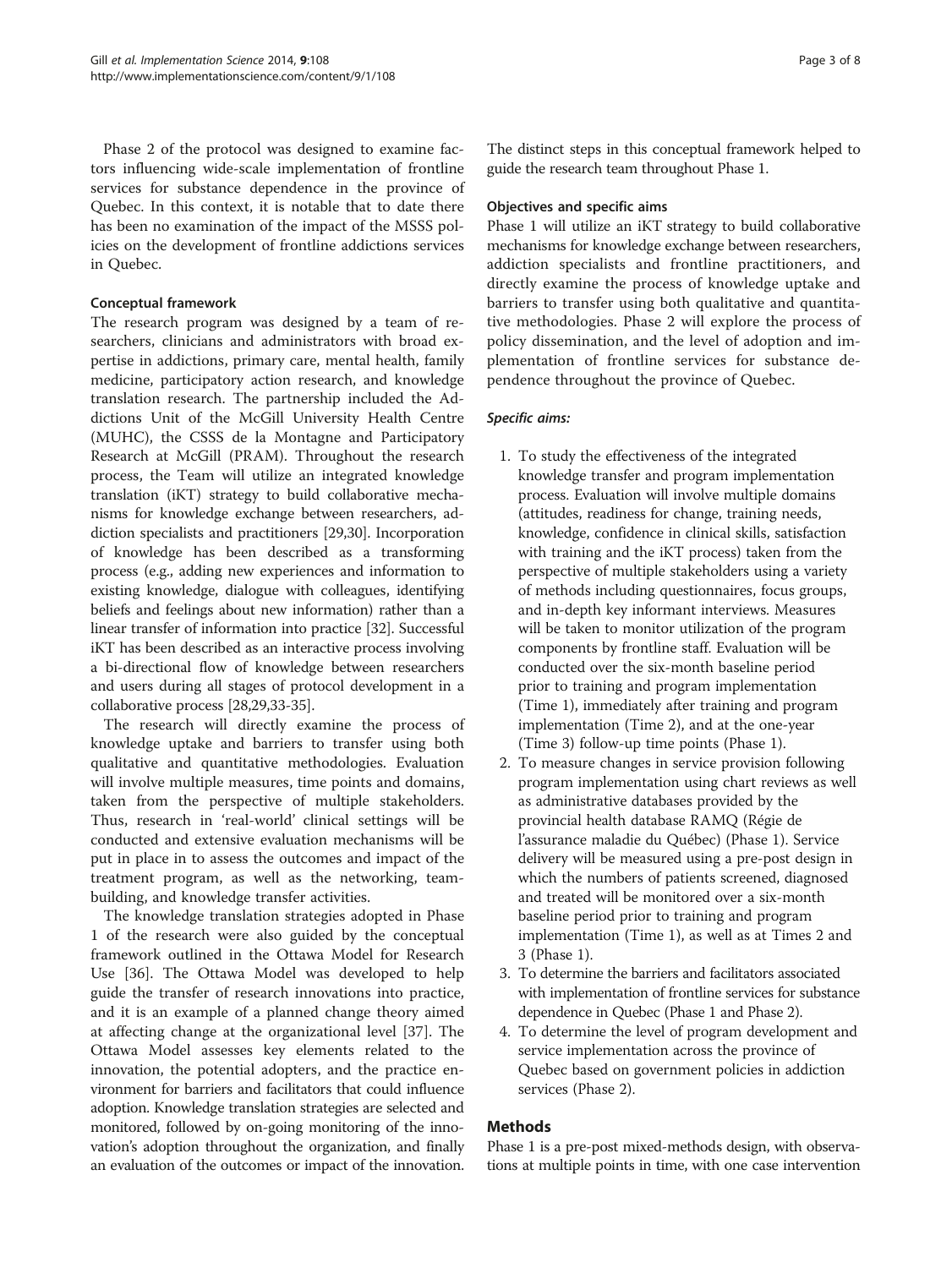Phase 2 of the protocol was designed to examine factors influencing wide-scale implementation of frontline services for substance dependence in the province of Quebec. In this context, it is notable that to date there has been no examination of the impact of the MSSS policies on the development of frontline addictions services in Quebec.

### Conceptual framework

The research program was designed by a team of researchers, clinicians and administrators with broad expertise in addictions, primary care, mental health, family medicine, participatory action research, and knowledge translation research. The partnership included the Addictions Unit of the McGill University Health Centre (MUHC), the CSSS de la Montagne and Participatory Research at McGill (PRAM). Throughout the research process, the Team will utilize an integrated knowledge translation (iKT) strategy to build collaborative mechanisms for knowledge exchange between researchers, addiction specialists and practitioners [29,30]. Incorporation of knowledge has been described as a transforming process (e.g., adding new experiences and information to existing knowledge, dialogue with colleagues, identifying beliefs and feelings about new information) rather than a linear transfer of information into practice [32]. Successful iKT has been described as an interactive process involving a bi-directional flow of knowledge between researchers and users during all stages of protocol development in a collaborative process [28,29,33-35].

The research will directly examine the process of knowledge uptake and barriers to transfer using both qualitative and quantitative methodologies. Evaluation will involve multiple measures, time points and domains, taken from the perspective of multiple stakeholders. Thus, research in 'real-world' clinical settings will be conducted and extensive evaluation mechanisms will be put in place in to assess the outcomes and impact of the treatment program, as well as the networking, team-building, and knowledge transfer activities.

The knowledge translation strategies adopted in Phase 1 of the research were also guided by the conceptual framework outlined in the Ottawa Model for Research Use [36]. The Ottawa Model was developed to help guide the transfer of research innovations into practice, and it is an example of a planned change theory aimed at affecting change at the organizational level [37]. The Ottawa Model assesses key elements related to the innovation, the potential adopters, and the practice environment for barriers and facilitators that could influence adoption. Knowledge translation strategies are selected and monitored, followed by on-going monitoring of the innovation's adoption throughout the organization, and finally an evaluation of the outcomes or impact of the innovation. The distinct steps in this conceptual framework helped to guide the research team throughout Phase 1.

### Objectives and specific aims

Phase 1 will utilize an iKT strategy to build collaborative mechanisms for knowledge exchange between researchers, addiction specialists and frontline practitioners, and directly examine the process of knowledge uptake and barriers to transfer using both qualitative and quantitative methodologies. Phase 2 will explore the process of policy dissemination, and the level of adoption and implementation of frontline services for substance dependence throughout the province of Quebec.

#### *Specific aims:*

1. To study the effectiveness of the integrated knowledge transfer and program implementation process. Evaluation will involve multiple domains (attitudes, readiness for change, training needs, knowledge, confidence in clinical skills, satisfaction with training and the iKT process) taken from the perspective of multiple stakeholders using a variety of methods including questionnaires, focus groups, and in-depth key informant interviews. Measures will be taken to monitor utilization of the program components by frontline staff. Evaluation will be conducted over the six-month baseline period prior to training and program implementation (Time 1), immediately after training and program implementation (Time 2), and at the one-year (Time 3) follow-up time points (Phase 1).
2. To measure changes in service provision following program implementation using chart reviews as well as administrative databases provided by the provincial health database RAMQ (Régie de l'assurance maladie du Québec) (Phase 1). Service delivery will be measured using a pre-post design in which the numbers of patients screened, diagnosed and treated will be monitored over a six-month baseline period prior to training and program implementation (Time 1), as well as at Times 2 and 3 (Phase 1).
3. To determine the barriers and facilitators associated with implementation of frontline services for substance dependence in Quebec (Phase 1 and Phase 2).
4. To determine the level of program development and service implementation across the province of Quebec based on government policies in addiction services (Phase 2).

## Methods

Phase 1 is a pre-post mixed-methods design, with observations at multiple points in time, with one case intervention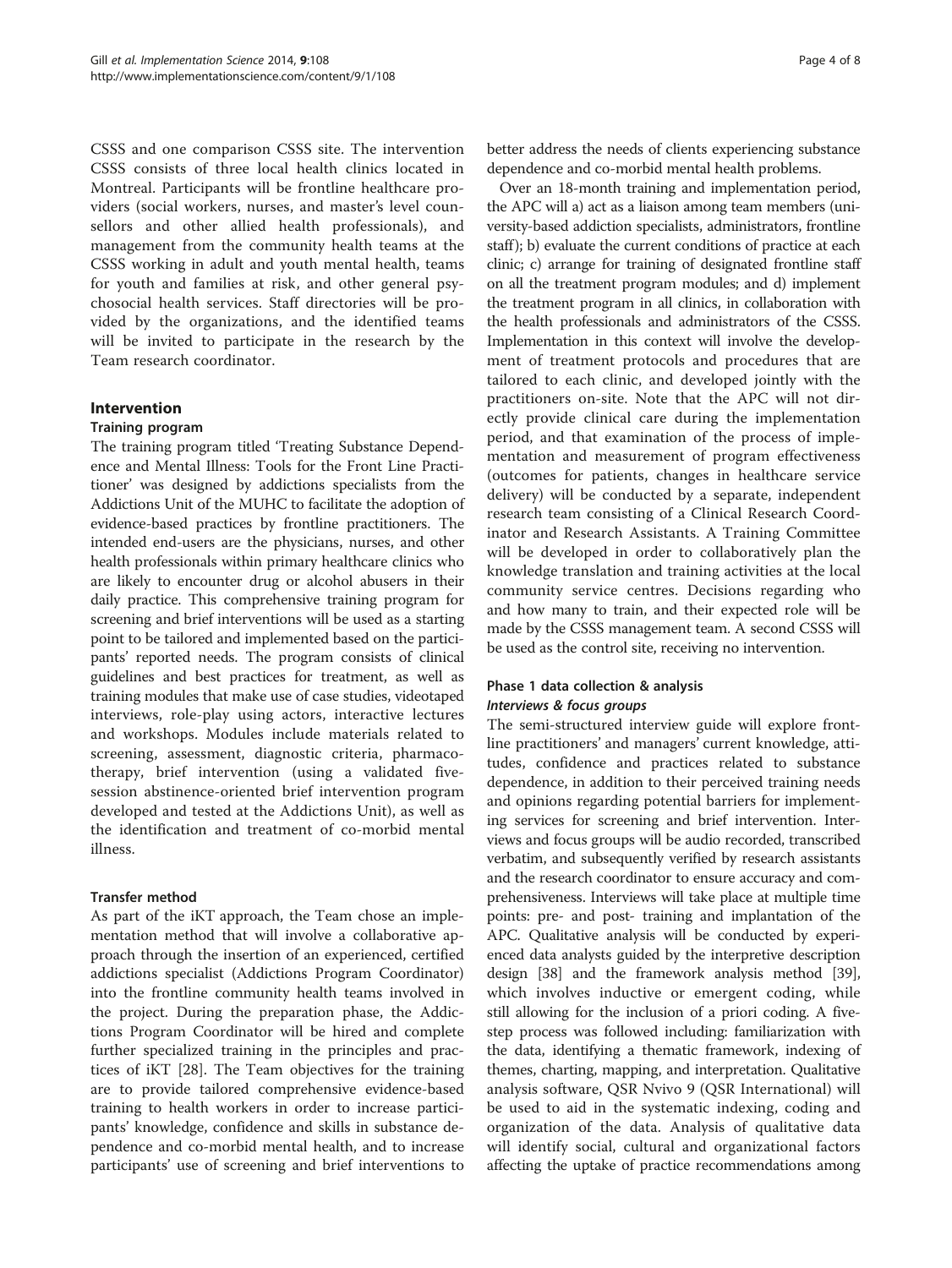CSSS and one comparison CSSS site. The intervention CSSS consists of three local health clinics located in Montreal. Participants will be frontline healthcare providers (social workers, nurses, and master's level counsellors and other allied health professionals), and management from the community health teams at the CSSS working in adult and youth mental health, teams for youth and families at risk, and other general psychosocial health services. Staff directories will be provided by the organizations, and the identified teams will be invited to participate in the research by the Team research coordinator.

## Intervention

### Training program

The training program titled 'Treating Substance Dependence and Mental Illness: Tools for the Front Line Practitioner' was designed by addictions specialists from the Addictions Unit of the MUHC to facilitate the adoption of evidence-based practices by frontline practitioners. The intended end-users are the physicians, nurses, and other health professionals within primary healthcare clinics who are likely to encounter drug or alcohol abusers in their daily practice. This comprehensive training program for screening and brief interventions will be used as a starting point to be tailored and implemented based on the participants' reported needs. The program consists of clinical guidelines and best practices for treatment, as well as training modules that make use of case studies, videotaped interviews, role-play using actors, interactive lectures and workshops. Modules include materials related to screening, assessment, diagnostic criteria, pharmacotherapy, brief intervention (using a validated five-session abstinence-oriented brief intervention program developed and tested at the Addictions Unit), as well as the identification and treatment of co-morbid mental illness.

### Transfer method

As part of the iKT approach, the Team chose an implementation method that will involve a collaborative approach through the insertion of an experienced, certified addictions specialist (Addictions Program Coordinator) into the frontline community health teams involved in the project. During the preparation phase, the Addictions Program Coordinator will be hired and complete further specialized training in the principles and practices of iKT [28]. The Team objectives for the training are to provide tailored comprehensive evidence-based training to health workers in order to increase participants' knowledge, confidence and skills in substance dependence and co-morbid mental health, and to increase participants' use of screening and brief interventions to better address the needs of clients experiencing substance dependence and co-morbid mental health problems.

Over an 18-month training and implementation period, the APC will a) act as a liaison among team members (university-based addiction specialists, administrators, frontline staff); b) evaluate the current conditions of practice at each clinic; c) arrange for training of designated frontline staff on all the treatment program modules; and d) implement the treatment program in all clinics, in collaboration with the health professionals and administrators of the CSSS. Implementation in this context will involve the development of treatment protocols and procedures that are tailored to each clinic, and developed jointly with the practitioners on-site. Note that the APC will not directly provide clinical care during the implementation period, and that examination of the process of implementation and measurement of program effectiveness (outcomes for patients, changes in healthcare service delivery) will be conducted by a separate, independent research team consisting of a Clinical Research Coordinator and Research Assistants. A Training Committee will be developed in order to collaboratively plan the knowledge translation and training activities at the local community service centres. Decisions regarding who and how many to train, and their expected role will be made by the CSSS management team. A second CSSS will be used as the control site, receiving no intervention.

### Phase 1 data collection & analysis

#### *Interviews & focus groups*

The semi-structured interview guide will explore frontline practitioners' and managers' current knowledge, attitudes, confidence and practices related to substance dependence, in addition to their perceived training needs and opinions regarding potential barriers for implementing services for screening and brief intervention. Interviews and focus groups will be audio recorded, transcribed verbatim, and subsequently verified by research assistants and the research coordinator to ensure accuracy and comprehensiveness. Interviews will take place at multiple time points: pre- and post- training and implantation of the APC. Qualitative analysis will be conducted by experienced data analysts guided by the interpretive description design [38] and the framework analysis method [39], which involves inductive or emergent coding, while still allowing for the inclusion of a priori coding. A five-step process was followed including: familiarization with the data, identifying a thematic framework, indexing of themes, charting, mapping, and interpretation. Qualitative analysis software, QSR Nvivo 9 (QSR International) will be used to aid in the systematic indexing, coding and organization of the data. Analysis of qualitative data will identify social, cultural and organizational factors affecting the uptake of practice recommendations among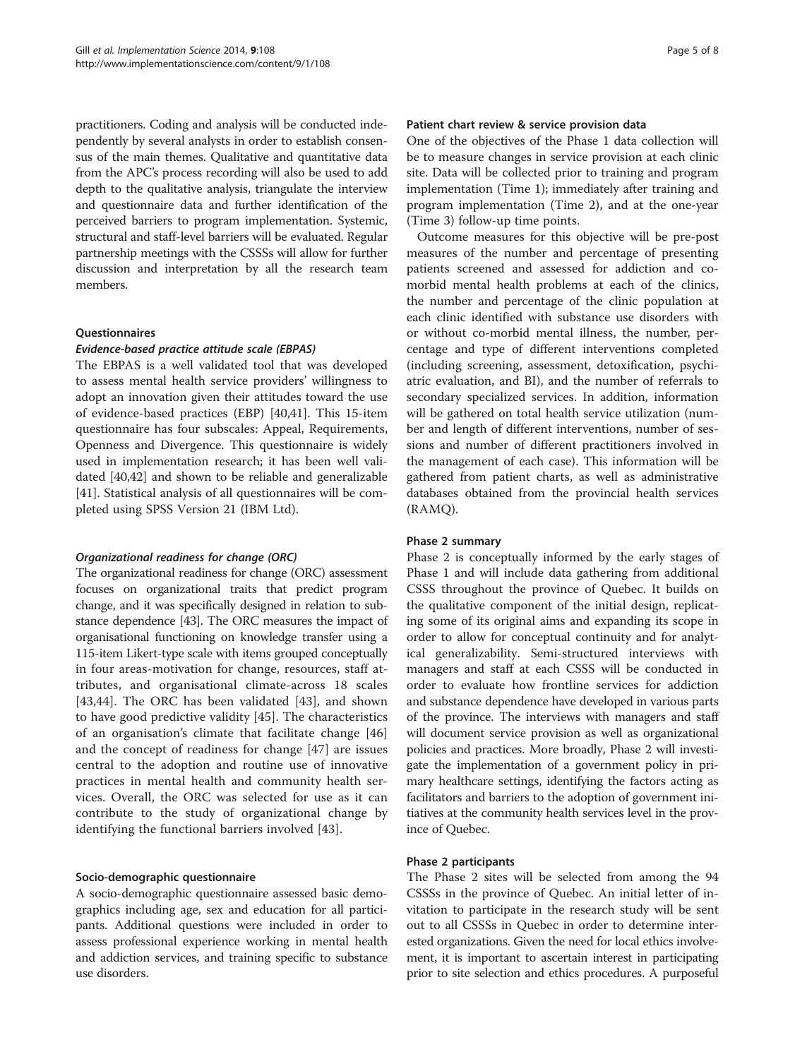practitioners. Coding and analysis will be conducted independently by several analysts in order to establish consensus of the main themes. Qualitative and quantitative data from the APC's process recording will also be used to add depth to the qualitative analysis, triangulate the interview and questionnaire data and further identification of the perceived barriers to program implementation. Systemic, structural and staff-level barriers will be evaluated. Regular partnership meetings with the CSSSs will allow for further discussion and interpretation by all the research team members.

### Questionnaires

#### *Evidence-based practice attitude scale (EBPAS)*

The EBPAS is a well validated tool that was developed to assess mental health service providers' willingness to adopt an innovation given their attitudes toward the use of evidence-based practices (EBP) [40,41]. This 15-item questionnaire has four subscales: Appeal, Requirements, Openness and Divergence. This questionnaire is widely used in implementation research; it has been well validated [40,42] and shown to be reliable and generalizable [41]. Statistical analysis of all questionnaires will be completed using SPSS Version 21 (IBM Ltd).

#### *Organizational readiness for change (ORC)*

The organizational readiness for change (ORC) assessment focuses on organizational traits that predict program change, and it was specifically designed in relation to substance dependence [43]. The ORC measures the impact of organisational functioning on knowledge transfer using a 115-item Likert-type scale with items grouped conceptually in four areas-motivation for change, resources, staff attributes, and organisational climate-across 18 scales [43,44]. The ORC has been validated [43], and shown to have good predictive validity [45]. The characteristics of an organisation's climate that facilitate change [46] and the concept of readiness for change [47] are issues central to the adoption and routine use of innovative practices in mental health and community health services. Overall, the ORC was selected for use as it can contribute to the study of organizational change by identifying the functional barriers involved [43].

### Socio-demographic questionnaire

A socio-demographic questionnaire assessed basic demographics including age, sex and education for all participants. Additional questions were included in order to assess professional experience working in mental health and addiction services, and training specific to substance use disorders.

### Patient chart review & service provision data

One of the objectives of the Phase 1 data collection will be to measure changes in service provision at each clinic site. Data will be collected prior to training and program implementation (Time 1); immediately after training and program implementation (Time 2), and at the one-year (Time 3) follow-up time points.

Outcome measures for this objective will be pre-post measures of the number and percentage of presenting patients screened and assessed for addiction and co-morbid mental health problems at each of the clinics, the number and percentage of the clinic population at each clinic identified with substance use disorders with or without co-morbid mental illness, the number, percentage and type of different interventions completed (including screening, assessment, detoxification, psychiatric evaluation, and BI), and the number of referrals to secondary specialized services. In addition, information will be gathered on total health service utilization (number and length of different interventions, number of sessions and number of different practitioners involved in the management of each case). This information will be gathered from patient charts, as well as administrative databases obtained from the provincial health services (RAMQ).

### Phase 2 summary

Phase 2 is conceptually informed by the early stages of Phase 1 and will include data gathering from additional CSSS throughout the province of Quebec. It builds on the qualitative component of the initial design, replicating some of its original aims and expanding its scope in order to allow for conceptual continuity and for analytical generalizability. Semi-structured interviews with managers and staff at each CSSS will be conducted in order to evaluate how frontline services for addiction and substance dependence have developed in various parts of the province. The interviews with managers and staff will document service provision as well as organizational policies and practices. More broadly, Phase 2 will investigate the implementation of a government policy in primary healthcare settings, identifying the factors acting as facilitators and barriers to the adoption of government initiatives at the community health services level in the province of Quebec.

### Phase 2 participants

The Phase 2 sites will be selected from among the 94 CSSSs in the province of Quebec. An initial letter of invitation to participate in the research study will be sent out to all CSSSs in Quebec in order to determine interested organizations. Given the need for local ethics involvement, it is important to ascertain interest in participating prior to site selection and ethics procedures. A purposeful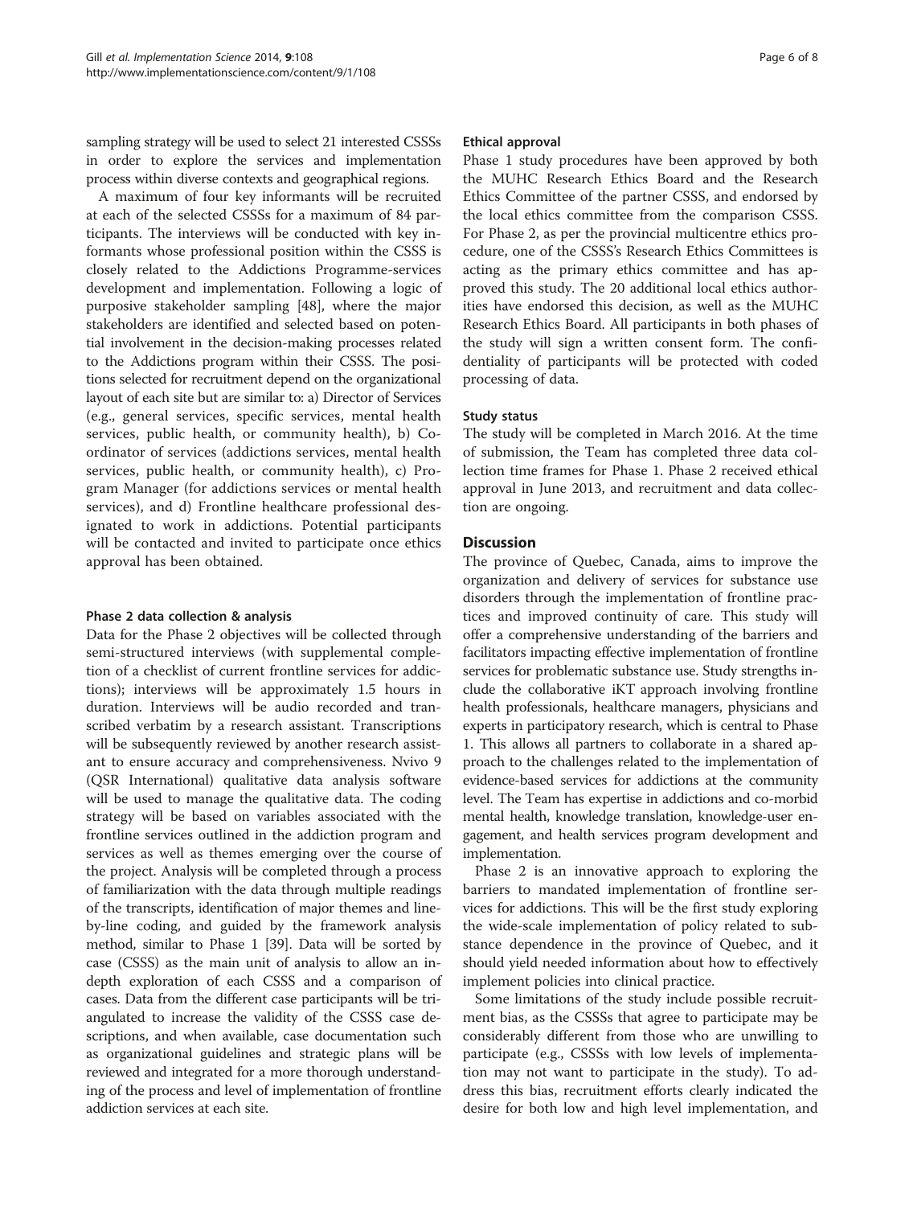sampling strategy will be used to select 21 interested CSSSs in order to explore the services and implementation process within diverse contexts and geographical regions.

A maximum of four key informants will be recruited at each of the selected CSSSs for a maximum of 84 participants. The interviews will be conducted with key informants whose professional position within the CSSS is closely related to the Addictions Programme-services development and implementation. Following a logic of purposive stakeholder sampling [48], where the major stakeholders are identified and selected based on potential involvement in the decision-making processes related to the Addictions program within their CSSS. The positions selected for recruitment depend on the organizational layout of each site but are similar to: a) Director of Services (e.g., general services, specific services, mental health services, public health, or community health), b) Coordinator of services (addictions services, mental health services, public health, or community health), c) Program Manager (for addictions services or mental health services), and d) Frontline healthcare professional designated to work in addictions. Potential participants will be contacted and invited to participate once ethics approval has been obtained.

#### Phase 2 data collection & analysis

Data for the Phase 2 objectives will be collected through semi-structured interviews (with supplemental completion of a checklist of current frontline services for addictions); interviews will be approximately 1.5 hours in duration. Interviews will be audio recorded and transcribed verbatim by a research assistant. Transcriptions will be subsequently reviewed by another research assistant to ensure accuracy and comprehensiveness. Nvivo 9 (QSR International) qualitative data analysis software will be used to manage the qualitative data. The coding strategy will be based on variables associated with the frontline services outlined in the addiction program and services as well as themes emerging over the course of the project. Analysis will be completed through a process of familiarization with the data through multiple readings of the transcripts, identification of major themes and line-by-line coding, and guided by the framework analysis method, similar to Phase 1 [39]. Data will be sorted by case (CSSS) as the main unit of analysis to allow an in-depth exploration of each CSSS and a comparison of cases. Data from the different case participants will be triangulated to increase the validity of the CSSS case descriptions, and when available, case documentation such as organizational guidelines and strategic plans will be reviewed and integrated for a more thorough understanding of the process and level of implementation of frontline addiction services at each site.

#### Ethical approval

Phase 1 study procedures have been approved by both the MUHC Research Ethics Board and the Research Ethics Committee of the partner CSSS, and endorsed by the local ethics committee from the comparison CSSS. For Phase 2, as per the provincial multicentre ethics procedure, one of the CSSS's Research Ethics Committees is acting as the primary ethics committee and has approved this study. The 20 additional local ethics authorities have endorsed this decision, as well as the MUHC Research Ethics Board. All participants in both phases of the study will sign a written consent form. The confidentiality of participants will be protected with coded processing of data.

#### Study status

The study will be completed in March 2016. At the time of submission, the Team has completed three data collection time frames for Phase 1. Phase 2 received ethical approval in June 2013, and recruitment and data collection are ongoing.

## Discussion

The province of Quebec, Canada, aims to improve the organization and delivery of services for substance use disorders through the implementation of frontline practices and improved continuity of care. This study will offer a comprehensive understanding of the barriers and facilitators impacting effective implementation of frontline services for problematic substance use. Study strengths include the collaborative iKT approach involving frontline health professionals, healthcare managers, physicians and experts in participatory research, which is central to Phase 1. This allows all partners to collaborate in a shared approach to the challenges related to the implementation of evidence-based services for addictions at the community level. The Team has expertise in addictions and co-morbid mental health, knowledge translation, knowledge-user engagement, and health services program development and implementation.

Phase 2 is an innovative approach to exploring the barriers to mandated implementation of frontline services for addictions. This will be the first study exploring the wide-scale implementation of policy related to substance dependence in the province of Quebec, and it should yield needed information about how to effectively implement policies into clinical practice.

Some limitations of the study include possible recruitment bias, as the CSSSs that agree to participate may be considerably different from those who are unwilling to participate (e.g., CSSSs with low levels of implementation may not want to participate in the study). To address this bias, recruitment efforts clearly indicated the desire for both low and high level implementation, and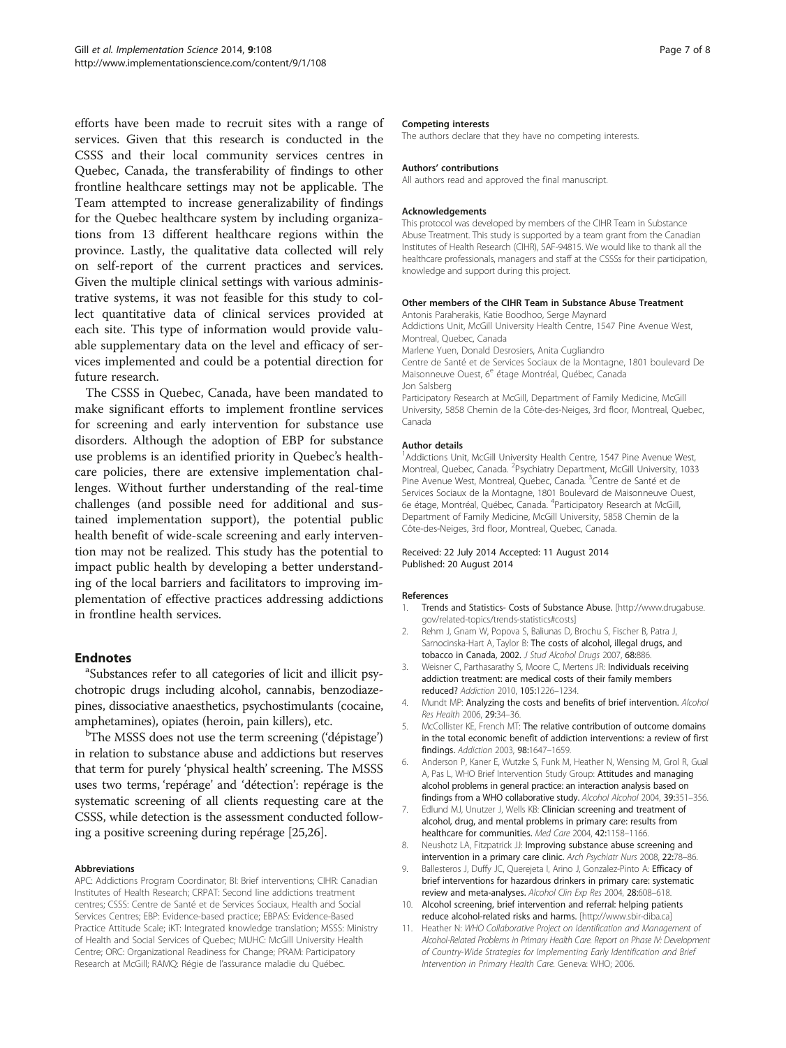efforts have been made to recruit sites with a range of services. Given that this research is conducted in the CSSS and their local community services centres in Quebec, Canada, the transferability of findings to other frontline healthcare settings may not be applicable. The Team attempted to increase generalizability of findings for the Quebec healthcare system by including organizations from 13 different healthcare regions within the province. Lastly, the qualitative data collected will rely on self-report of the current practices and services. Given the multiple clinical settings with various administrative systems, it was not feasible for this study to collect quantitative data of clinical services provided at each site. This type of information would provide valuable supplementary data on the level and efficacy of services implemented and could be a potential direction for future research.

The CSSS in Quebec, Canada, have been mandated to make significant efforts to implement frontline services for screening and early intervention for substance use disorders. Although the adoption of EBP for substance use problems is an identified priority in Quebec's healthcare policies, there are extensive implementation challenges. Without further understanding of the real-time challenges (and possible need for additional and sustained implementation support), the potential public health benefit of wide-scale screening and early intervention may not be realized. This study has the potential to impact public health by developing a better understanding of the local barriers and facilitators to improving implementation of effective practices addressing addictions in frontline health services.

## Endnotes

[a]Substances refer to all categories of licit and illicit psychotropic drugs including alcohol, cannabis, benzodiazepines, dissociative anaesthetics, psychostimulants (cocaine, amphetamines), opiates (heroin, pain killers), etc.

[b]The MSSS does not use the term screening ('dépistage') in relation to substance abuse and addictions but reserves that term for purely 'physical health' screening. The MSSS uses two terms, 'repérage' and 'détection': repérage is the systematic screening of all clients requesting care at the CSSS, while detection is the assessment conducted following a positive screening during repérage [25,26].

#### Abbreviations

APC: Addictions Program Coordinator; BI: Brief interventions; CIHR: Canadian Institutes of Health Research; CRPAT: Second line addictions treatment centres; CSSS: Centre de Santé et de Services Sociaux, Health and Social Services Centres; EBP: Evidence-based practice; EBPAS: Evidence-Based Practice Attitude Scale; iKT: Integrated knowledge translation; MSSS: Ministry of Health and Social Services of Quebec; MUHC: McGill University Health Centre; ORC: Organizational Readiness for Change; PRAM: Participatory Research at McGill; RAMQ: Régie de l'assurance maladie du Québec.

#### Competing interests

The authors declare that they have no competing interests.

#### Authors' contributions

All authors read and approved the final manuscript.

#### Acknowledgements

This protocol was developed by members of the CIHR Team in Substance Abuse Treatment. This study is supported by a team grant from the Canadian Institutes of Health Research (CIHR), SAF-94815. We would like to thank all the healthcare professionals, managers and staff at the CSSSs for their participation, knowledge and support during this project.

#### Other members of the CIHR Team in Substance Abuse Treatment

Antonis Paraherakis, Katie Boodhoo, Serge Maynard
Addictions Unit, McGill University Health Centre, 1547 Pine Avenue West, Montreal, Quebec, Canada
Marlene Yuen, Donald Desrosiers, Anita Cugliandro
Centre de Santé et de Services Sociaux de la Montagne, 1801 boulevard De Maisonneuve Ouest, 6[e] étage Montréal, Québec, Canada
Jon Salsberg
Participatory Research at McGill, Department of Family Medicine, McGill University, 5858 Chemin de la Côte-des-Neiges, 3rd floor, Montreal, Quebec, Canada

#### Author details

[1]Addictions Unit, McGill University Health Centre, 1547 Pine Avenue West, Montreal, Quebec, Canada. [2]Psychiatry Department, McGill University, 1033 Pine Avenue West, Montreal, Quebec, Canada. [3]Centre de Santé et de Services Sociaux de la Montagne, 1801 Boulevard de Maisonneuve Ouest, 6e étage, Montréal, Québec, Canada. [4]Participatory Research at McGill, Department of Family Medicine, McGill University, 5858 Chemin de la Côte-des-Neiges, 3rd floor, Montreal, Quebec, Canada.

Received: 22 July 2014 Accepted: 11 August 2014
Published: 20 August 2014

#### References

1. **Trends and Statistics- Costs of Substance Abuse.** [http://www.drugabuse.gov/related-topics/trends-statistics#costs]
2. Rehm J, Gnam W, Popova S, Baliunas D, Brochu S, Fischer B, Patra J, Sarnocinska-Hart A, Taylor B: **The costs of alcohol, illegal drugs, and tobacco in Canada, 2002.** *J Stud Alcohol Drugs* 2007, **68:**886.
3. Weisner C, Parthasarathy S, Moore C, Mertens JR: **Individuals receiving addiction treatment: are medical costs of their family members reduced?** *Addiction* 2010, **105:**1226–1234.
4. Mundt MP: **Analyzing the costs and benefits of brief intervention.** *Alcohol Res Health* 2006, **29:**34–36.
5. McCollister KE, French MT: **The relative contribution of outcome domains in the total economic benefit of addiction interventions: a review of first findings.** *Addiction* 2003, **98:**1647–1659.
6. Anderson P, Kaner E, Wutzke S, Funk M, Heather N, Wensing M, Grol R, Gual A, Pas L, WHO Brief Intervention Study Group: **Attitudes and managing alcohol problems in general practice: an interaction analysis based on findings from a WHO collaborative study.** *Alcohol Alcohol* 2004, **39:**351–356.
7. Edlund MJ, Unutzer J, Wells KB: **Clinician screening and treatment of alcohol, drug, and mental problems in primary care: results from healthcare for communities.** *Med Care* 2004, **42:**1158–1166.
8. Neushotz LA, Fitzpatrick JJ: **Improving substance abuse screening and intervention in a primary care clinic.** *Arch Psychiatr Nurs* 2008, **22:**78–86.
9. Ballesteros J, Duffy JC, Querejeta I, Arino J, Gonzalez-Pinto A: **Efficacy of brief interventions for hazardous drinkers in primary care: systematic review and meta-analyses.** *Alcohol Clin Exp Res* 2004, **28:**608–618.
10. **Alcohol screening, brief intervention and referral: helping patients reduce alcohol-related risks and harms.** [http://www.sbir-diba.ca]
11. Heather N: *WHO Collaborative Project on Identification and Management of Alcohol-Related Problems in Primary Health Care. Report on Phase IV: Development of Country-Wide Strategies for Implementing Early Identification and Brief Intervention in Primary Health Care.* Geneva: WHO; 2006.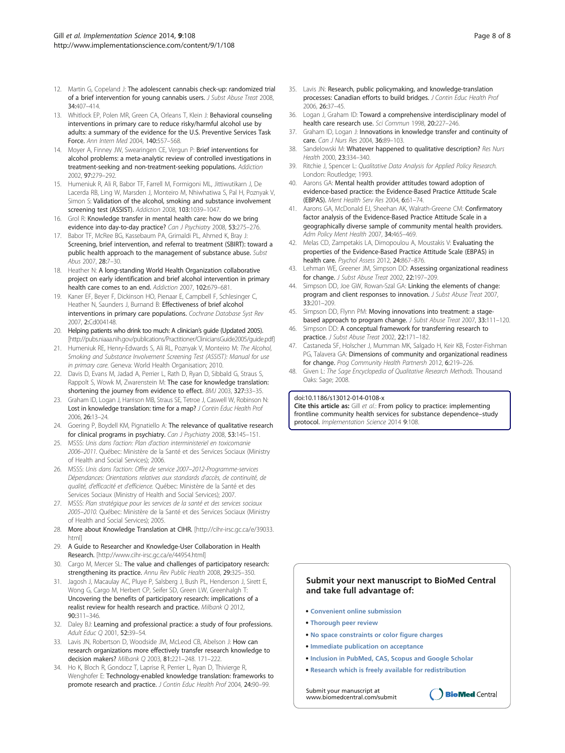12. Martin G, Copeland J: **The adolescent cannabis check-up: randomized trial of a brief intervention for young cannabis users.** *J Subst Abuse Treat* 2008, **34:**407–414.
13. Whitlock EP, Polen MR, Green CA, Orleans T, Klein J: **Behavioral counseling interventions in primary care to reduce risky/harmful alcohol use by adults: a summary of the evidence for the U.S. Preventive Services Task Force.** *Ann Intern Med* 2004, **140:**557–568.
14. Moyer A, Finney JW, Swearingen CE, Vergun P: **Brief interventions for alcohol problems: a meta-analytic review of controlled investigations in treatment-seeking and non-treatment-seeking populations.** *Addiction* 2002, **97:**279–292.
15. Humeniuk R, Ali R, Babor TF, Farrell M, Formigoni ML, Jittiwutikarn J, De Lacerda RB, Ling W, Marsden J, Monteiro M, Nhiwhatiwa S, Pal H, Poznyak V, Simon S: **Validation of the alcohol, smoking and substance involvement screening test (ASSIST).** *Addiction* 2008, **103:**1039–1047.
16. Grol R: **Knowledge transfer in mental health care: how do we bring evidence into day-to-day practice?** *Can J Psychiatry* 2008, **53:**275–276.
17. Babor TF, McRee BG, Kassebaum PA, Grimaldi PL, Ahmed K, Bray J: **Screening, brief intervention, and referral to treatment (SBIRT): toward a public health approach to the management of substance abuse.** *Subst Abus* 2007, **28:**7–30.
18. Heather N: **A long-standing World Health Organization collaborative project on early identification and brief alcohol intervention in primary health care comes to an end.** *Addiction* 2007, **102:**679–681.
19. Kaner EF, Beyer F, Dickinson HO, Pienaar E, Campbell F, Schlesinger C, Heather N, Saunders J, Burnand B: **Effectiveness of brief alcohol interventions in primary care populations.** *Cochrane Database Syst Rev* 2007, **2:**Cd004148.
20. **Helping patients who drink too much: A clinician's guide (Updated 2005).** [http://pubs.niaaa.nih.gov/publications/Practitioner/CliniciansGuide2005/guide.pdf]
21. Humeniuk RE, Henry-Edwards S, Ali RL, Poznyak V, Monteiro M: *The Alcohol, Smoking and Substance Involvement Screening Test (ASSIST): Manual for use in primary care.* Geneva: World Health Organisation; 2010.
22. Davis D, Evans M, Jadad A, Perrier L, Rath D, Ryan D, Sibbald G, Straus S, Rappolt S, Wowk M, Zwarenstein M: **The case for knowledge translation: shortening the journey from evidence to effect.** *BMJ* 2003, **327:**33–35.
23. Graham ID, Logan J, Harrison MB, Straus SE, Tetroe J, Caswell W, Robinson N: **Lost in knowledge translation: time for a map?** *J Contin Educ Health Prof* 2006, **26:**13–24.
24. Goering P, Boydell KM, Pignatiello A: **The relevance of qualitative research for clinical programs in psychiatry.** *Can J Psychiatry* 2008, **53:**145–151.
25. MSSS: *Unis dans l'action: Plan d'action interministeriel en toxicomanie 2006–2011.* Québec: Ministère de la Santé et des Services Sociaux (Ministry of Health and Social Services); 2006.
26. MSSS: *Unis dans l'action: Offre de service 2007–2012-Programme-services Dépendances: Orientations relatives aux standards d'accès, de continuité, de qualité, d'efficacité et d'efficience.* Québec: Ministère de la Santé et des Services Sociaux (Ministry of Health and Social Services); 2007.
27. MSSS: *Plan stratégique pour les services de la santé et des services sociaux 2005–2010.* Québec: Ministère de la Santé et des Services Sociaux (Ministry of Health and Social Services); 2005.
28. **More about Knowledge Translation at CIHR.** [http://cihr-irsc.gc.ca/e/39033.html]
29. **A Guide to Researcher and Knowledge-User Collaboration in Health Research.** [http://www.cihr-irsc.gc.ca/e/44954.html]
30. Cargo M, Mercer SL: **The value and challenges of participatory research: strengthening its practice.** *Annu Rev Public Health* 2008, **29:**325–350.
31. Jagosh J, Macaulay AC, Pluye P, Salsberg J, Bush PL, Henderson J, Sirett E, Wong G, Cargo M, Herbert CP, Seifer SD, Green LW, Greenhalgh T: **Uncovering the benefits of participatory research: implications of a realist review for health research and practice.** *Milbank Q* 2012, **90:**311–346.
32. Daley BJ: **Learning and professional practice: a study of four professions.** *Adult Educ Q* 2001, **52:**39–54.
33. Lavis JN, Robertson D, Woodside JM, McLeod CB, Abelson J: **How can research organizations more effectively transfer research knowledge to decision makers?** *Milbank Q* 2003, **81:**221–248. 171–222.
34. Ho K, Bloch R, Gondocz T, Laprise R, Perrier L, Ryan D, Thivierge R, Wenghofer E: **Technology-enabled knowledge translation: frameworks to promote research and practice.** *J Contin Educ Health Prof* 2004, **24:**90–99.
35. Lavis JN: **Research, public policymaking, and knowledge-translation processes: Canadian efforts to build bridges.** *J Contin Educ Health Prof* 2006, **26:**37–45.
36. Logan J, Graham ID: **Toward a comprehensive interdisciplinary model of health care research use.** *Sci Commun* 1998, **20:**227–246.
37. Graham ID, Logan J: **Innovations in knowledge transfer and continuity of care.** *Can J Nurs Res* 2004, **36:**89–103.
38. Sandelowski M: **Whatever happened to qualitative description?** *Res Nurs Health* 2000, **23:**334–340.
39. Ritchie J, Spencer L: *Qualitative Data Analysis for Applied Policy Research.* London: Routledge; 1993.
40. Aarons GA: **Mental health provider attitudes toward adoption of evidence-based practice: the Evidence-Based Practice Attitude Scale (EBPAS).** *Ment Health Serv Res* 2004, **6:**61–74.
41. Aarons GA, McDonald EJ, Sheehan AK, Walrath-Greene CM: **Confirmatory factor analysis of the Evidence-Based Practice Attitude Scale in a geographically diverse sample of community mental health providers.** *Adm Policy Ment Health* 2007, **34:**465–469.
42. Melas CD, Zampetakis LA, Dimopoulou A, Moustakis V: **Evaluating the properties of the Evidence-Based Practice Attitude Scale (EBPAS) in health care.** *Psychol Assess* 2012, **24:**867–876.
43. Lehman WE, Greener JM, Simpson DD: **Assessing organizational readiness for change.** *J Subst Abuse Treat* 2002, **22:**197–209.
44. Simpson DD, Joe GW, Rowan-Szal GA: **Linking the elements of change: program and client responses to innovation.** *J Subst Abuse Treat* 2007, **33:**201–209.
45. Simpson DD, Flynn PM: **Moving innovations into treatment: a stage-based approach to program change.** *J Subst Abuse Treat* 2007, **33:**111–120.
46. Simpson DD: **A conceptual framework for transferring research to practice.** *J Subst Abuse Treat* 2002, **22:**171–182.
47. Castaneda SF, Holscher J, Mumman MK, Salgado H, Keir KB, Foster-Fishman PG, Talavera GA: **Dimensions of community and organizational readiness for change.** *Prog Community Health Partnersh* 2012, **6:**219–226.
48. Given L: *The Sage Encyclopedia of Qualitative Research Methods.* Thousand Oaks: Sage; 2008.

doi:10.1186/s13012-014-0108-x
**Cite this article as:** Gill *et al.*: From policy to practice: implementing frontline community health services for substance dependence–study protocol. *Implementation Science* 2014 **9**:108.

**Submit your next manuscript to BioMed Central and take full advantage of:**

- Convenient online submission
- Thorough peer review
- No space constraints or color figure charges
- Immediate publication on acceptance
- Inclusion in PubMed, CAS, Scopus and Google Scholar
- Research which is freely available for redistribution

Submit your manuscript at
www.biomedcentral.com/submit

BioMed Central